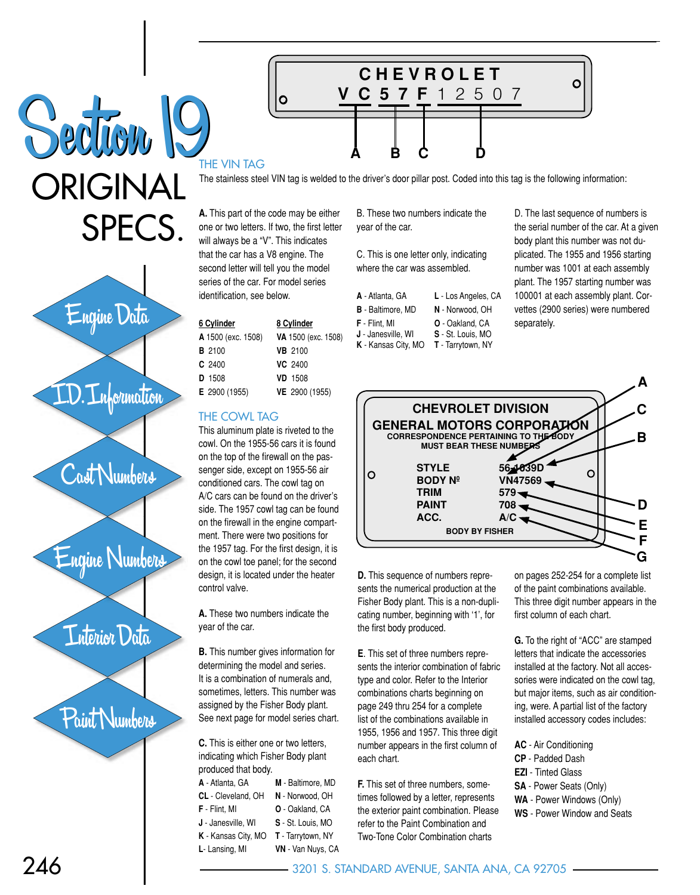# Section 19

# ORIGINAL SPECS.

- Engine Data
- I.D. Information
- Cast Numbers
- Engine Numbers
- Interior Data
- Paint Numbers

CHEVROLET
V C 5 7 F 1 2 5 0 7

A B C D

## THE VIN TAG

The stainless steel VIN tag is welded to the driver's door pillar post. Coded into this tag is the following information:

**A.** This part of the code may be either one or two letters. If two, the first letter will always be a "V". This indicates that the car has a V8 engine. The second letter will tell you the model series of the car. For model series identification, see below.

| 6 Cylinder | 8 Cylinder |
|---|---|
| **A** 1500 (exc. 1508) | **VA** 1500 (exc. 1508) |
| **B** 2100 | **VB** 2100 |
| **C** 2400 | **VC** 2400 |
| **D** 1508 | **VD** 1508 |
| **E** 2900 (1955) | **VE** 2900 (1955) |

B. These two numbers indicate the year of the car.

C. This is one letter only, indicating where the car was assembled.

| | |
|---|---|
| **A** - Atlanta, GA | **L** - Los Angeles, CA |
| **B** - Baltimore, MD | **N** - Norwood, OH |
| **F** - Flint, MI | **O** - Oakland, CA |
| **J** - Janesville, WI | **S** - St. Louis, MO |
| **K** - Kansas City, MO | **T** - Tarrytown, NY |

D. The last sequence of numbers is the serial number of the car. At a given body plant this number was not duplicated. The 1955 and 1956 starting number was 1001 at each assembly plant. The 1957 starting number was 100001 at each assembly plant. Corvettes (2900 series) were numbered separately.

## THE COWL TAG

This aluminum plate is riveted to the cowl. On the 1955-56 cars it is found on the top of the firewall on the passenger side, except on 1955-56 air conditioned cars. The cowl tag on A/C cars can be found on the driver's side. The 1957 cowl tag can be found on the firewall in the engine compartment. There were two positions for the 1957 tag. For the first design, it is on the cowl toe panel; for the second design, it is located under the heater control valve.

CHEVROLET DIVISION
GENERAL MOTORS CORPORATION
CORRESPONDENCE PERTAINING TO THE BODY MUST BEAR THESE NUMBERS

| | | |
|---|---|---|
| STYLE | 56-1039D | A, B |
| BODY Nº | VN47569 | C |
| TRIM | 579 | D, E |
| PAINT | 708 | F |
| ACC. | A/C | G |

BODY BY FISHER

**A.** These two numbers indicate the year of the car.

**B.** This number gives information for determining the model and series. It is a combination of numerals and, sometimes, letters. This number was assigned by the Fisher Body plant. See next page for model series chart.

**C.** This is either one or two letters, indicating which Fisher Body plant produced that body.

| | |
|---|---|
| **A** - Atlanta, GA | **M** - Baltimore, MD |
| **CL** - Cleveland, OH | **N** - Norwood, OH |
| **F** - Flint, MI | **O** - Oakland, CA |
| **J** - Janesville, WI | **S** - St. Louis, MO |
| **K** - Kansas City, MO | **T** - Tarrytown, NY |
| **L**- Lansing, MI | **VN** - Van Nuys, CA |

**D.** This sequence of numbers represents the numerical production at the Fisher Body plant. This is a non-duplicating number, beginning with '1', for the first body produced.

**E**. This set of three numbers represents the interior combination of fabric type and color. Refer to the Interior combinations charts beginning on page 249 thru 254 for a complete list of the combinations available in 1955, 1956 and 1957. This three digit number appears in the first column of each chart.

**F.** This set of three numbers, sometimes followed by a letter, represents the exterior paint combination. Please refer to the Paint Combination and Two-Tone Color Combination charts on pages 252-254 for a complete list of the paint combinations available. This three digit number appears in the first column of each chart.

**G.** To the right of "ACC" are stamped letters that indicate the accessories installed at the factory. Not all accessories were indicated on the cowl tag, but major items, such as air conditioning, were. A partial list of the factory installed accessory codes includes:

- **AC** - Air Conditioning
- **CP** - Padded Dash
- **EZI** - Tinted Glass
- **SA** - Power Seats (Only)
- **WA** - Power Windows (Only)
- **WS** - Power Window and Seats

3201 S. STANDARD AVENUE, SANTA ANA, CA 92705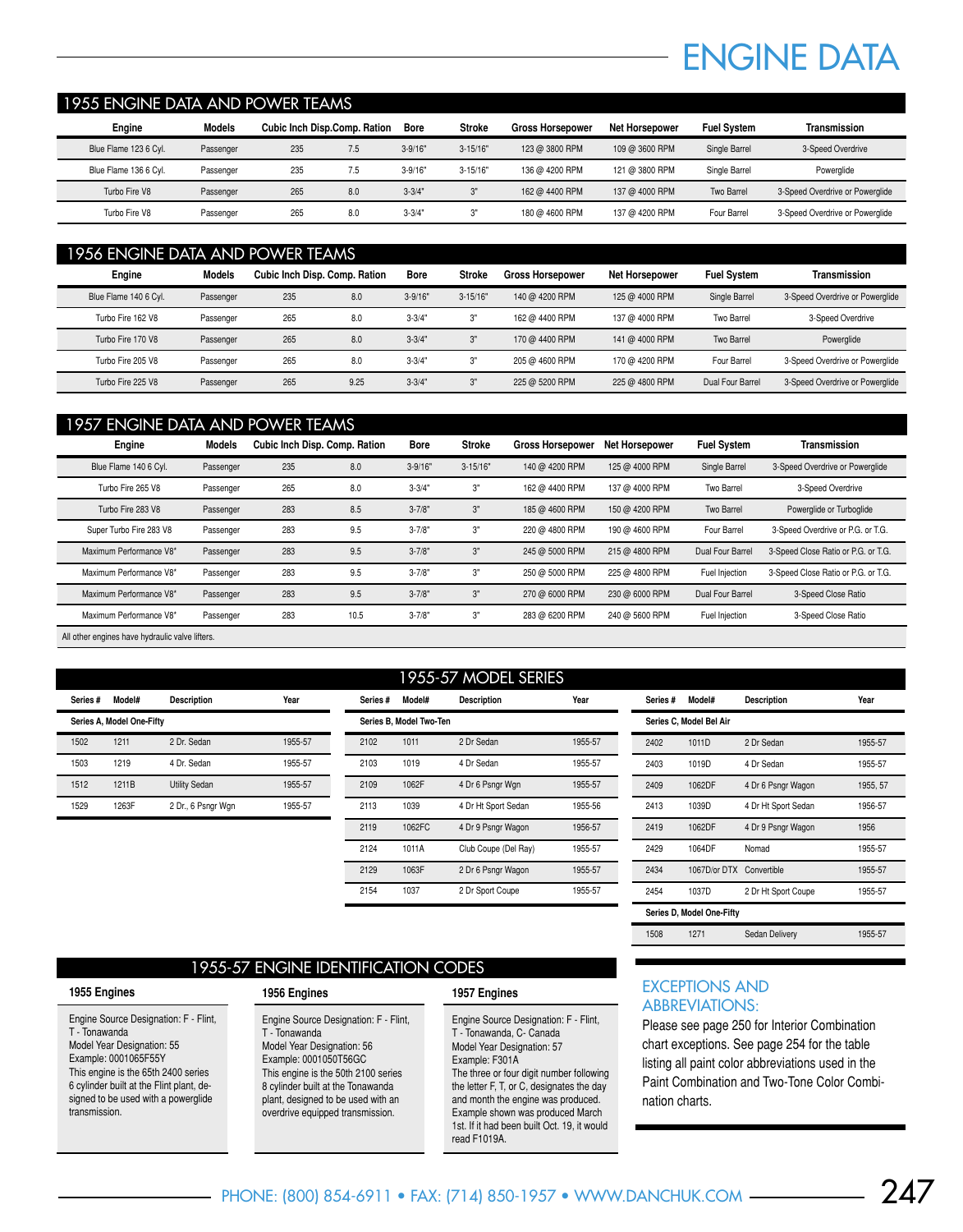# ENGINE DATA

## 1955 ENGINE DATA AND POWER TEAMS

| Engine | Models | Cubic Inch Disp. | Comp. Ration | Bore | Stroke | Gross Horsepower | Net Horsepower | Fuel System | Transmission |
|---|---|---|---|---|---|---|---|---|---|
| Blue Flame 123 6 Cyl. | Passenger | 235 | 7.5 | 3-9/16" | 3-15/16" | 123 @ 3800 RPM | 109 @ 3600 RPM | Single Barrel | 3-Speed Overdrive |
| Blue Flame 136 6 Cyl. | Passenger | 235 | 7.5 | 3-9/16" | 3-15/16" | 136 @ 4200 RPM | 121 @ 3800 RPM | Single Barrel | Powerglide |
| Turbo Fire V8 | Passenger | 265 | 8.0 | 3-3/4" | 3" | 162 @ 4400 RPM | 137 @ 4000 RPM | Two Barrel | 3-Speed Overdrive or Powerglide |
| Turbo Fire V8 | Passenger | 265 | 8.0 | 3-3/4" | 3" | 180 @ 4600 RPM | 137 @ 4200 RPM | Four Barrel | 3-Speed Overdrive or Powerglide |

## 1956 ENGINE DATA AND POWER TEAMS

| Engine | Models | Cubic Inch Disp. | Comp. Ration | Bore | Stroke | Gross Horsepower | Net Horsepower | Fuel System | Transmission |
|---|---|---|---|---|---|---|---|---|---|
| Blue Flame 140 6 Cyl. | Passenger | 235 | 8.0 | 3-9/16" | 3-15/16" | 140 @ 4200 RPM | 125 @ 4000 RPM | Single Barrel | 3-Speed Overdrive or Powerglide |
| Turbo Fire 162 V8 | Passenger | 265 | 8.0 | 3-3/4" | 3" | 162 @ 4400 RPM | 137 @ 4000 RPM | Two Barrel | 3-Speed Overdrive |
| Turbo Fire 170 V8 | Passenger | 265 | 8.0 | 3-3/4" | 3" | 170 @ 4400 RPM | 141 @ 4000 RPM | Two Barrel | Powerglide |
| Turbo Fire 205 V8 | Passenger | 265 | 8.0 | 3-3/4" | 3" | 205 @ 4600 RPM | 170 @ 4200 RPM | Four Barrel | 3-Speed Overdrive or Powerglide |
| Turbo Fire 225 V8 | Passenger | 265 | 9.25 | 3-3/4" | 3" | 225 @ 5200 RPM | 225 @ 4800 RPM | Dual Four Barrel | 3-Speed Overdrive or Powerglide |

## 1957 ENGINE DATA AND POWER TEAMS

| Engine | Models | Cubic Inch Disp. | Comp. Ration | Bore | Stroke | Gross Horsepower | Net Horsepower | Fuel System | Transmission |
|---|---|---|---|---|---|---|---|---|---|
| Blue Flame 140 6 Cyl. | Passenger | 235 | 8.0 | 3-9/16" | 3-15/16" | 140 @ 4200 RPM | 125 @ 4000 RPM | Single Barrel | 3-Speed Overdrive or Powerglide |
| Turbo Fire 265 V8 | Passenger | 265 | 8.0 | 3-3/4" | 3" | 162 @ 4400 RPM | 137 @ 4000 RPM | Two Barrel | 3-Speed Overdrive |
| Turbo Fire 283 V8 | Passenger | 283 | 8.5 | 3-7/8" | 3" | 185 @ 4600 RPM | 150 @ 4200 RPM | Two Barrel | Powerglide or Turboglide |
| Super Turbo Fire 283 V8 | Passenger | 283 | 9.5 | 3-7/8" | 3" | 220 @ 4800 RPM | 190 @ 4600 RPM | Four Barrel | 3-Speed Overdrive or P.G. or T.G. |
| Maximum Performance V8* | Passenger | 283 | 9.5 | 3-7/8" | 3" | 245 @ 5000 RPM | 215 @ 4800 RPM | Dual Four Barrel | 3-Speed Close Ratio or P.G. or T.G. |
| Maximum Performance V8* | Passenger | 283 | 9.5 | 3-7/8" | 3" | 250 @ 5000 RPM | 225 @ 4800 RPM | Fuel Injection | 3-Speed Close Ratio or P.G. or T.G. |
| Maximum Performance V8* | Passenger | 283 | 9.5 | 3-7/8" | 3" | 270 @ 6000 RPM | 230 @ 6000 RPM | Dual Four Barrel | 3-Speed Close Ratio |
| Maximum Performance V8* | Passenger | 283 | 10.5 | 3-7/8" | 3" | 283 @ 6200 RPM | 240 @ 5600 RPM | Fuel Injection | 3-Speed Close Ratio |

All other engines have hydraulic valve lifters.

## 1955-57 MODEL SERIES

| Series # | Model# | Description | Year |
|---|---|---|---|
| **Series A, Model One-Fifty** | | | |
| 1502 | 1211 | 2 Dr. Sedan | 1955-57 |
| 1503 | 1219 | 4 Dr. Sedan | 1955-57 |
| 1512 | 1211B | Utility Sedan | 1955-57 |
| 1529 | 1263F | 2 Dr., 6 Psngr Wgn | 1955-57 |

| Series # | Model# | Description | Year |
|---|---|---|---|
| **Series B, Model Two-Ten** | | | |
| 2102 | 1011 | 2 Dr Sedan | 1955-57 |
| 2103 | 1019 | 4 Dr Sedan | 1955-57 |
| 2109 | 1062F | 4 Dr 6 Psngr Wgn | 1955-57 |
| 2113 | 1039 | 4 Dr Ht Sport Sedan | 1955-56 |
| 2119 | 1062FC | 4 Dr 9 Psngr Wagon | 1956-57 |
| 2124 | 1011A | Club Coupe (Del Ray) | 1955-57 |
| 2129 | 1063F | 2 Dr 6 Psngr Wagon | 1955-57 |
| 2154 | 1037 | 2 Dr Sport Coupe | 1955-57 |

| Series # | Model# | Description | Year |
|---|---|---|---|
| **Series C, Model Bel Air** | | | |
| 2402 | 1011D | 2 Dr Sedan | 1955-57 |
| 2403 | 1019D | 4 Dr Sedan | 1955-57 |
| 2409 | 1062DF | 4 Dr 6 Psngr Wagon | 1955, 57 |
| 2413 | 1039D | 4 Dr Ht Sport Sedan | 1956-57 |
| 2419 | 1062DF | 4 Dr 9 Psngr Wagon | 1956 |
| 2429 | 1064DF | Nomad | 1955-57 |
| 2434 | 1067D/or DTX | Convertible | 1955-57 |
| 2454 | 1037D | 2 Dr Ht Sport Coupe | 1955-57 |
| **Series D, Model One-Fifty** | | | |
| 1508 | 1271 | Sedan Delivery | 1955-57 |

## 1955-57 ENGINE IDENTIFICATION CODES

### 1955 Engines

Engine Source Designation: F - Flint, T - Tonawanda
Model Year Designation: 55
Example: 0001065F55Y
This engine is the 65th 2400 series 6 cylinder built at the Flint plant, designed to be used with a powerglide transmission.

### 1956 Engines

Engine Source Designation: F - Flint, T - Tonawanda
Model Year Designation: 56
Example: 0001050T56GC
This engine is the 50th 2100 series 8 cylinder built at the Tonawanda plant, designed to be used with an overdrive equipped transmission.

### 1957 Engines

Engine Source Designation: F - Flint, T - Tonawanda, C- Canada
Model Year Designation: 57
Example: F301A
The three or four digit number following the letter F, T, or C, designates the day and month the engine was produced. Example shown was produced March 1st. If it had been built Oct. 19, it would read F1019A.

## EXCEPTIONS AND ABBREVIATIONS:

Please see page 250 for Interior Combination chart exceptions. See page 254 for the table listing all paint color abbreviations used in the Paint Combination and Two-Tone Color Combination charts.

PHONE: (800) 854-6911 • FAX: (714) 850-1957 • WWW.DANCHUK.COM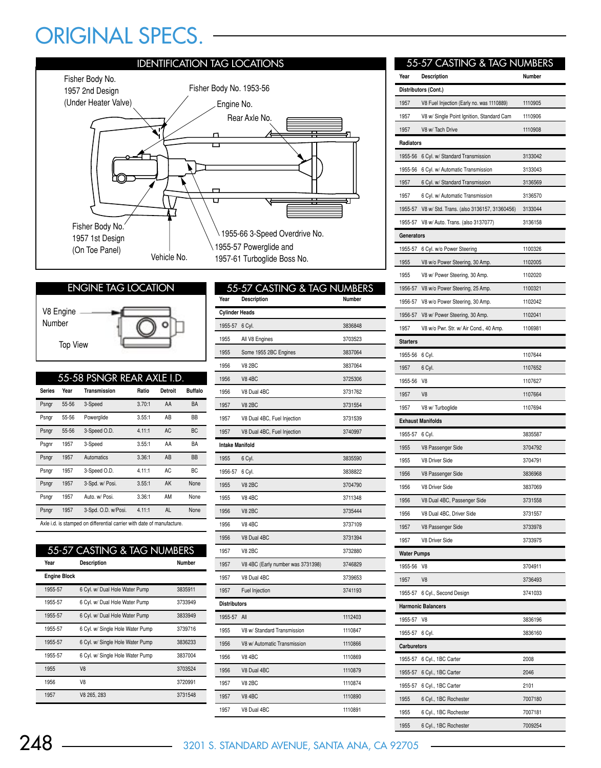# ORIGINAL SPECS.

## IDENTIFICATION TAG LOCATIONS

Fisher Body No. 1957 2nd Design (Under Heater Valve)

Fisher Body No. 1953-56

Engine No.

Rear Axle No.

Fisher Body No. 1957 1st Design (On Toe Panel)

Vehicle No.

1955-66 3-Speed Overdrive No.

1955-57 Powerglide and 1957-61 Turboglide Boss No.

## ENGINE TAG LOCATION

V8 Engine Number

Top View

## 55-58 PSNGR REAR AXLE I.D.

| Series | Year | Transmission | Ratio | Detroit | Buffalo |
|---|---|---|---|---|---|
| Psngr | 55-56 | 3-Speed | 3.70:1 | AA | BA |
| Psngr | 55-56 | Powerglide | 3.55:1 | AB | BB |
| Psngr | 55-56 | 3-Speed O.D. | 4.11:1 | AC | BC |
| Psgnr | 1957 | 3-Speed | 3.55:1 | AA | BA |
| Psngr | 1957 | Automatics | 3.36:1 | AB | BB |
| Psngr | 1957 | 3-Speed O.D. | 4.11:1 | AC | BC |
| Psngr | 1957 | 3-Spd. w/ Posi. | 3.55:1 | AK | None |
| Psngr | 1957 | Auto. w/ Posi. | 3.36:1 | AM | None |
| Psngr | 1957 | 3-Spd. O.D. w/Posi. | 4.11:1 | AL | None |

Axle i.d. is stamped on differential carrier with date of manufacture.

## 55-57 CASTING & TAG NUMBERS

| Year | Description | Number |
|---|---|---|
| **Engine Block** | | |
| 1955-57 | 6 Cyl. w/ Dual Hole Water Pump | 3835911 |
| 1955-57 | 6 Cyl. w/ Dual Hole Water Pump | 3733949 |
| 1955-57 | 6 Cyl. w/ Dual Hole Water Pump | 3833949 |
| 1955-57 | 6 Cyl. w/ Single Hole Water Pump | 3739716 |
| 1955-57 | 6 Cyl. w/ Single Hole Water Pump | 3836233 |
| 1955-57 | 6 Cyl. w/ Single Hole Water Pump | 3837004 |
| 1955 | V8 | 3703524 |
| 1956 | V8 | 3720991 |
| 1957 | V8 265, 283 | 3731548 |

## 55-57 CASTING & TAG NUMBERS

| Year | Description | Number |
|---|---|---|
| **Cylinder Heads** | | |
| 1955-57 | 6 Cyl. | 3836848 |
| 1955 | All V8 Engines | 3703523 |
| 1955 | Some 1955 2BC Engines | 3837064 |
| 1956 | V8 2BC | 3837064 |
| 1956 | V8 4BC | 3725306 |
| 1956 | V8 Dual 4BC | 3731762 |
| 1957 | V8 2BC | 3731554 |
| 1957 | V8 Dual 4BC, Fuel Injection | 3731539 |
| 1957 | V8 Dual 4BC, Fuel Injection | 3740997 |
| **Intake Manifold** | | |
| 1955 | 6 Cyl. | 3835590 |
| 1956-57 | 6 Cyl. | 3838822 |
| 1955 | V8 2BC | 3704790 |
| 1955 | V8 4BC | 3711348 |
| 1956 | V8 2BC | 3735444 |
| 1956 | V8 4BC | 3737109 |
| 1956 | V8 Dual 4BC | 3731394 |
| 1957 | V8 2BC | 3732880 |
| 1957 | V8 4BC (Early number was 3731398) | 3746829 |
| 1957 | V8 Dual 4BC | 3739653 |
| 1957 | Fuel Injection | 3741193 |
| **Distributors** | | |
| 1955-57 | All | 1112403 |
| 1955 | V8 w/ Standard Transmission | 1110847 |
| 1956 | V8 w/ Automatic Transmission | 1110866 |
| 1956 | V8 4BC | 1110869 |
| 1956 | V8 Dual 4BC | 1110879 |
| 1957 | V8 2BC | 1110874 |
| 1957 | V8 4BC | 1110890 |
| 1957 | V8 Dual 4BC | 1110891 |

## 55-57 CASTING & TAG NUMBERS

| Year | Description | Number |
|---|---|---|
| **Distributors (Cont.)** | | |
| 1957 | V8 Fuel Injection (Early no. was 1110889) | 1110905 |
| 1957 | V8 w/ Single Point Ignition, Standard Cam | 1110906 |
| 1957 | V8 w/ Tach Drive | 1110908 |
| **Radiators** | | |
| 1955-56 | 6 Cyl. w/ Standard Transmission | 3133042 |
| 1955-56 | 6 Cyl. w/ Automatic Transmission | 3133043 |
| 1957 | 6 Cyl. w/ Standard Transmission | 3136569 |
| 1957 | 6 Cyl. w/ Automatic Transmission | 3136570 |
| 1955-57 | V8 w/ Std. Trans. (also 3136157, 31360456) | 3133044 |
| 1955-57 | V8 w/ Auto. Trans. (also 3137077) | 3136158 |
| **Generators** | | |
| 1955-57 | 6 Cyl. w/o Power Steering | 1100326 |
| 1955 | V8 w/o Power Steering, 30 Amp. | 1102005 |
| 1955 | V8 w/ Power Steering, 30 Amp. | 1102020 |
| 1956-57 | V8 w/o Power Steering, 25 Amp. | 1100321 |
| 1956-57 | V8 w/o Power Steering, 30 Amp. | 1102042 |
| 1956-57 | V8 w/ Power Steering, 30 Amp. | 1102041 |
| 1957 | V8 w/o Pwr. Str. w/ Air Cond., 40 Amp. | 1106981 |
| **Starters** | | |
| 1955-56 | 6 Cyl. | 1107644 |
| 1957 | 6 Cyl. | 1107652 |
| 1955-56 | V8 | 1107627 |
| 1957 | V8 | 1107664 |
| 1957 | V8 w/ Turboglide | 1107694 |
| **Exhaust Manifolds** | | |
| 1955-57 | 6 Cyl. | 3835587 |
| 1955 | V8 Passenger Side | 3704792 |
| 1955 | V8 Driver Side | 3704791 |
| 1956 | V8 Passenger Side | 3836968 |
| 1956 | V8 Driver Side | 3837069 |
| 1956 | V8 Dual 4BC, Passenger Side | 3731558 |
| 1956 | V8 Dual 4BC, Driver Side | 3731557 |
| 1957 | V8 Passenger Side | 3733978 |
| 1957 | V8 Driver Side | 3733975 |
| **Water Pumps** | | |
| 1955-56 | V8 | 3704911 |
| 1957 | V8 | 3736493 |
| 1955-57 | 6 Cyl., Second Design | 3741033 |
| **Harmonic Balancers** | | |
| 1955-57 | V8 | 3836196 |
| 1955-57 | 6 Cyl. | 3836160 |
| **Carburetors** | | |
| 1955-57 | 6 Cyl., 1BC Carter | 2008 |
| 1955-57 | 6 Cyl., 1BC Carter | 2046 |
| 1955-57 | 6 Cyl., 1BC Carter | 2101 |
| 1955 | 6 Cyl., 1BC Rochester | 7007180 |
| 1955 | 6 Cyl., 1BC Rochester | 7007181 |
| 1955 | 6 Cyl., 1BC Rochester | 7009254 |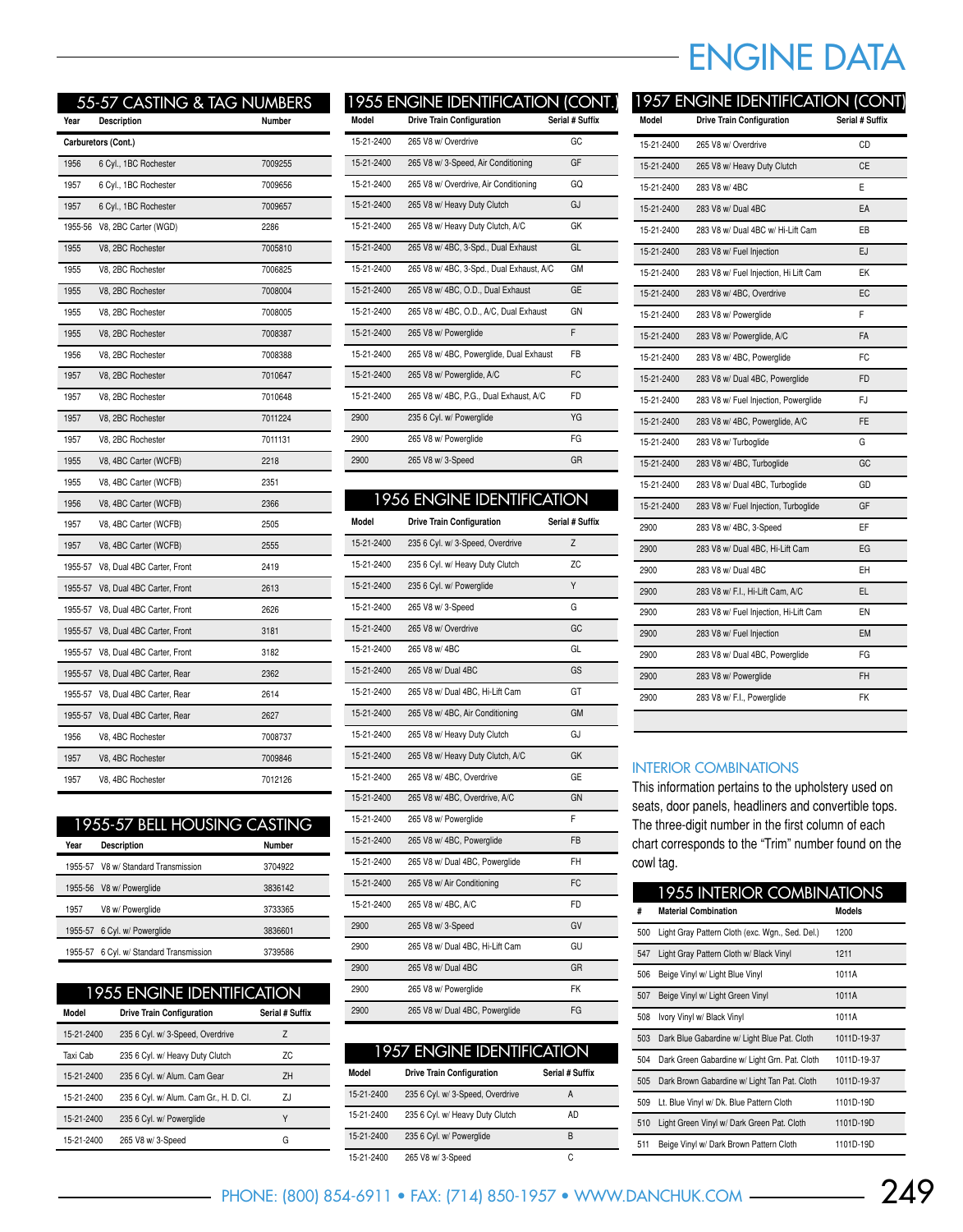# ENGINE DATA

## 55-57 CASTING & TAG NUMBERS

| Year | Description | Number |
|---|---|---|
| **Carburetors (Cont.)** | | |
| 1956 | 6 Cyl., 1BC Rochester | 7009255 |
| 1957 | 6 Cyl., 1BC Rochester | 7009656 |
| 1957 | 6 Cyl., 1BC Rochester | 7009657 |
| 1955-56 | V8, 2BC Carter (WGD) | 2286 |
| 1955 | V8, 2BC Rochester | 7005810 |
| 1955 | V8, 2BC Rochester | 7006825 |
| 1955 | V8, 2BC Rochester | 7008004 |
| 1955 | V8, 2BC Rochester | 7008005 |
| 1955 | V8, 2BC Rochester | 7008387 |
| 1956 | V8, 2BC Rochester | 7008388 |
| 1957 | V8, 2BC Rochester | 7010647 |
| 1957 | V8, 2BC Rochester | 7010648 |
| 1957 | V8, 2BC Rochester | 7011224 |
| 1957 | V8, 2BC Rochester | 7011131 |
| 1955 | V8, 4BC Carter (WCFB) | 2218 |
| 1955 | V8, 4BC Carter (WCFB) | 2351 |
| 1956 | V8, 4BC Carter (WCFB) | 2366 |
| 1957 | V8, 4BC Carter (WCFB) | 2505 |
| 1957 | V8, 4BC Carter (WCFB) | 2555 |
| 1955-57 | V8, Dual 4BC Carter, Front | 2419 |
| 1955-57 | V8, Dual 4BC Carter, Front | 2613 |
| 1955-57 | V8, Dual 4BC Carter, Front | 2626 |
| 1955-57 | V8, Dual 4BC Carter, Front | 3181 |
| 1955-57 | V8, Dual 4BC Carter, Front | 3182 |
| 1955-57 | V8, Dual 4BC Carter, Rear | 2362 |
| 1955-57 | V8, Dual 4BC Carter, Rear | 2614 |
| 1955-57 | V8, Dual 4BC Carter, Rear | 2627 |
| 1956 | V8, 4BC Rochester | 7008737 |
| 1957 | V8, 4BC Rochester | 7009846 |
| 1957 | V8, 4BC Rochester | 7012126 |

## 1955-57 BELL HOUSING CASTING

| Year | Description | Number |
|---|---|---|
| 1955-57 | V8 w/ Standard Transmission | 3704922 |
| 1955-56 | V8 w/ Powerglide | 3836142 |
| 1957 | V8 w/ Powerglide | 3733365 |
| 1955-57 | 6 Cyl. w/ Powerglide | 3836601 |
| 1955-57 | 6 Cyl. w/ Standard Transmission | 3739586 |

## 1955 ENGINE IDENTIFICATION

| Model | Drive Train Configuration | Serial # Suffix |
|---|---|---|
| 15-21-2400 | 235 6 Cyl. w/ 3-Speed, Overdrive | Z |
| Taxi Cab | 235 6 Cyl. w/ Heavy Duty Clutch | ZC |
| 15-21-2400 | 235 6 Cyl. w/ Alum. Cam Gear | ZH |
| 15-21-2400 | 235 6 Cyl. w/ Alum. Cam Gr., H. D. Cl. | ZJ |
| 15-21-2400 | 235 6 Cyl. w/ Powerglide | Y |
| 15-21-2400 | 265 V8 w/ 3-Speed | G |

## 1955 ENGINE IDENTIFICATION (CONT.)

| Model | Drive Train Configuration | Serial # Suffix |
|---|---|---|
| 15-21-2400 | 265 V8 w/ Overdrive | GC |
| 15-21-2400 | 265 V8 w/ 3-Speed, Air Conditioning | GF |
| 15-21-2400 | 265 V8 w/ Overdrive, Air Conditioning | GQ |
| 15-21-2400 | 265 V8 w/ Heavy Duty Clutch | GJ |
| 15-21-2400 | 265 V8 w/ Heavy Duty Clutch, A/C | GK |
| 15-21-2400 | 265 V8 w/ 4BC, 3-Spd., Dual Exhaust | GL |
| 15-21-2400 | 265 V8 w/ 4BC, 3-Spd., Dual Exhaust, A/C | GM |
| 15-21-2400 | 265 V8 w/ 4BC, O.D., Dual Exhaust | GE |
| 15-21-2400 | 265 V8 w/ 4BC, O.D., A/C, Dual Exhaust | GN |
| 15-21-2400 | 265 V8 w/ Powerglide | F |
| 15-21-2400 | 265 V8 w/ 4BC, Powerglide, Dual Exhaust | FB |
| 15-21-2400 | 265 V8 w/ Powerglide, A/C | FC |
| 15-21-2400 | 265 V8 w/ 4BC, P.G., Dual Exhaust, A/C | FD |
| 2900 | 235 6 Cyl. w/ Powerglide | YG |
| 2900 | 265 V8 w/ Powerglide | FG |
| 2900 | 265 V8 w/ 3-Speed | GR |

## 1956 ENGINE IDENTIFICATION

| Model | Drive Train Configuration | Serial # Suffix |
|---|---|---|
| 15-21-2400 | 235 6 Cyl. w/ 3-Speed, Overdrive | Z |
| 15-21-2400 | 235 6 Cyl. w/ Heavy Duty Clutch | ZC |
| 15-21-2400 | 235 6 Cyl. w/ Powerglide | Y |
| 15-21-2400 | 265 V8 w/ 3-Speed | G |
| 15-21-2400 | 265 V8 w/ Overdrive | GC |
| 15-21-2400 | 265 V8 w/ 4BC | GL |
| 15-21-2400 | 265 V8 w/ Dual 4BC | GS |
| 15-21-2400 | 265 V8 w/ Dual 4BC, Hi-Lift Cam | GT |
| 15-21-2400 | 265 V8 w/ 4BC, Air Conditioning | GM |
| 15-21-2400 | 265 V8 w/ Heavy Duty Clutch | GJ |
| 15-21-2400 | 265 V8 w/ Heavy Duty Clutch, A/C | GK |
| 15-21-2400 | 265 V8 w/ 4BC, Overdrive | GE |
| 15-21-2400 | 265 V8 w/ 4BC, Overdrive, A/C | GN |
| 15-21-2400 | 265 V8 w/ Powerglide | F |
| 15-21-2400 | 265 V8 w/ 4BC, Powerglide | FB |
| 15-21-2400 | 265 V8 w/ Dual 4BC, Powerglide | FH |
| 15-21-2400 | 265 V8 w/ Air Conditioning | FC |
| 15-21-2400 | 265 V8 w/ 4BC, A/C | FD |
| 2900 | 265 V8 w/ 3-Speed | GV |
| 2900 | 265 V8 w/ Dual 4BC, Hi-Lift Cam | GU |
| 2900 | 265 V8 w/ Dual 4BC | GR |
| 2900 | 265 V8 w/ Powerglide | FK |
| 2900 | 265 V8 w/ Dual 4BC, Powerglide | FG |

## 1957 ENGINE IDENTIFICATION

| Model | Drive Train Configuration | Serial # Suffix |
|---|---|---|
| 15-21-2400 | 235 6 Cyl. w/ 3-Speed, Overdrive | A |
| 15-21-2400 | 235 6 Cyl. w/ Heavy Duty Clutch | AD |
| 15-21-2400 | 235 6 Cyl. w/ Powerglide | B |
| 15-21-2400 | 265 V8 w/ 3-Speed | C |

## 1957 ENGINE IDENTIFICATION (CONT)

| Model | Drive Train Configuration | Serial # Suffix |
|---|---|---|
| 15-21-2400 | 265 V8 w/ Overdrive | CD |
| 15-21-2400 | 265 V8 w/ Heavy Duty Clutch | CE |
| 15-21-2400 | 283 V8 w/ 4BC | E |
| 15-21-2400 | 283 V8 w/ Dual 4BC | EA |
| 15-21-2400 | 283 V8 w/ Dual 4BC w/ Hi-Lift Cam | EB |
| 15-21-2400 | 283 V8 w/ Fuel Injection | EJ |
| 15-21-2400 | 283 V8 w/ Fuel Injection, Hi Lift Cam | EK |
| 15-21-2400 | 283 V8 w/ 4BC, Overdrive | EC |
| 15-21-2400 | 283 V8 w/ Powerglide | F |
| 15-21-2400 | 283 V8 w/ Powerglide, A/C | FA |
| 15-21-2400 | 283 V8 w/ 4BC, Powerglide | FC |
| 15-21-2400 | 283 V8 w/ Dual 4BC, Powerglide | FD |
| 15-21-2400 | 283 V8 w/ Fuel Injection, Powerglide | FJ |
| 15-21-2400 | 283 V8 w/ 4BC, Powerglide, A/C | FE |
| 15-21-2400 | 283 V8 w/ Turboglide | G |
| 15-21-2400 | 283 V8 w/ 4BC, Turboglide | GC |
| 15-21-2400 | 283 V8 w/ Dual 4BC, Turboglide | GD |
| 15-21-2400 | 283 V8 w/ Fuel Injection, Turboglide | GF |
| 2900 | 283 V8 w/ 4BC, 3-Speed | EF |
| 2900 | 283 V8 w/ Dual 4BC, Hi-Lift Cam | EG |
| 2900 | 283 V8 w/ Dual 4BC | EH |
| 2900 | 283 V8 w/ F.I., Hi-Lift Cam, A/C | EL |
| 2900 | 283 V8 w/ Fuel Injection, Hi-Lift Cam | EN |
| 2900 | 283 V8 w/ Fuel Injection | EM |
| 2900 | 283 V8 w/ Dual 4BC, Powerglide | FG |
| 2900 | 283 V8 w/ Powerglide | FH |
| 2900 | 283 V8 w/ F.I., Powerglide | FK |

## INTERIOR COMBINATIONS

This information pertains to the upholstery used on seats, door panels, headliners and convertible tops. The three-digit number in the first column of each chart corresponds to the "Trim" number found on the cowl tag.

## 1955 INTERIOR COMBINATIONS

| # | Material Combination | Models |
|---|---|---|
| 500 | Light Gray Pattern Cloth (exc. Wgn., Sed. Del.) | 1200 |
| 547 | Light Gray Pattern Cloth w/ Black Vinyl | 1211 |
| 506 | Beige Vinyl w/ Light Blue Vinyl | 1011A |
| 507 | Beige Vinyl w/ Light Green Vinyl | 1011A |
| 508 | Ivory Vinyl w/ Black Vinyl | 1011A |
| 503 | Dark Blue Gabardine w/ Light Blue Pat. Cloth | 1011D-19-37 |
| 504 | Dark Green Gabardine w/ Light Grn. Pat. Cloth | 1011D-19-37 |
| 505 | Dark Brown Gabardine w/ Light Tan Pat. Cloth | 1011D-19-37 |
| 509 | Lt. Blue Vinyl w/ Dk. Blue Pattern Cloth | 1101D-19D |
| 510 | Light Green Vinyl w/ Dark Green Pat. Cloth | 1101D-19D |
| 511 | Beige Vinyl w/ Dark Brown Pattern Cloth | 1101D-19D |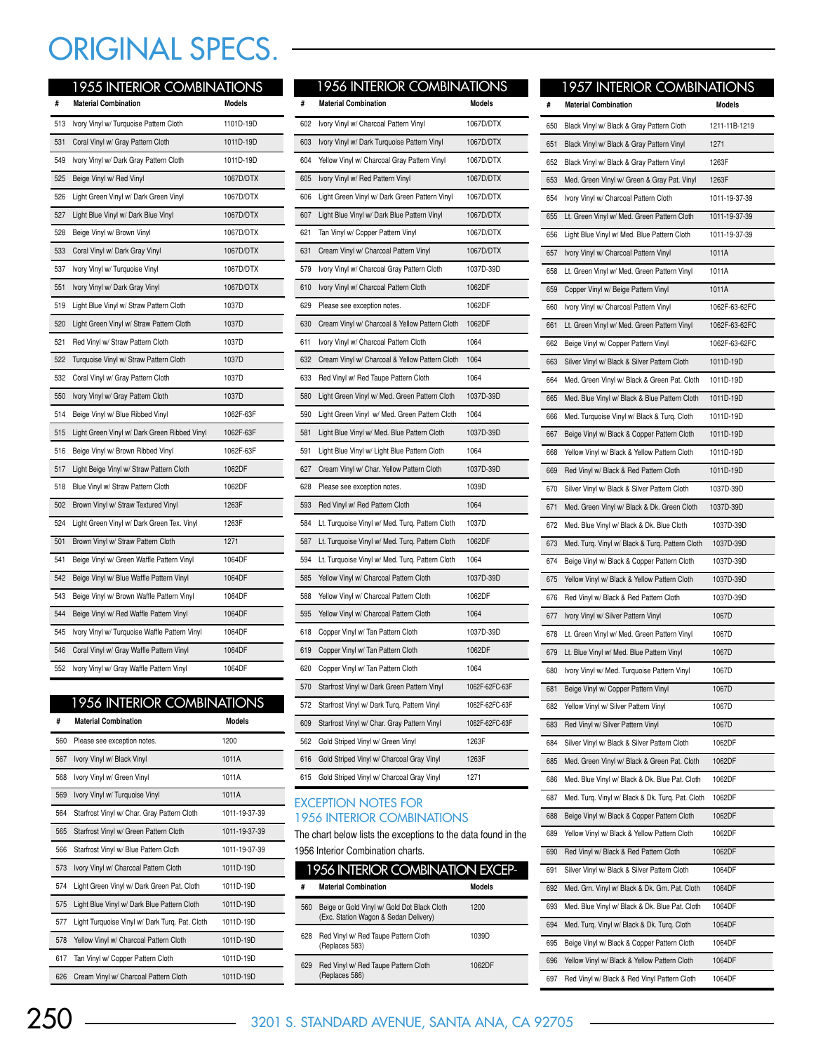# ORIGINAL SPECS.

## 1955 INTERIOR COMBINATIONS

| # | Material Combination | Models |
|---|---|---|
| 513 | Ivory Vinyl w/ Turquoise Pattern Cloth | 1101D-19D |
| 531 | Coral Vinyl w/ Gray Pattern Cloth | 1011D-19D |
| 549 | Ivory Vinyl w/ Dark Gray Pattern Cloth | 1011D-19D |
| 525 | Beige Vinyl w/ Red Vinyl | 1067D/DTX |
| 526 | Light Green Vinyl w/ Dark Green Vinyl | 1067D/DTX |
| 527 | Light Blue Vinyl w/ Dark Blue Vinyl | 1067D/DTX |
| 528 | Beige Vinyl w/ Brown Vinyl | 1067D/DTX |
| 533 | Coral Vinyl w/ Dark Gray Vinyl | 1067D/DTX |
| 537 | Ivory Vinyl w/ Turquoise Vinyl | 1067D/DTX |
| 551 | Ivory Vinyl w/ Dark Gray Vinyl | 1067D/DTX |
| 519 | Light Blue Vinyl w/ Straw Pattern Cloth | 1037D |
| 520 | Light Green Vinyl w/ Straw Pattern Cloth | 1037D |
| 521 | Red Vinyl w/ Straw Pattern Cloth | 1037D |
| 522 | Turquoise Vinyl w/ Straw Pattern Cloth | 1037D |
| 532 | Coral Vinyl w/ Gray Pattern Cloth | 1037D |
| 550 | Ivory Vinyl w/ Gray Pattern Cloth | 1037D |
| 514 | Beige Vinyl w/ Blue Ribbed Vinyl | 1062F-63F |
| 515 | Light Green Vinyl w/ Dark Green Ribbed Vinyl | 1062F-63F |
| 516 | Beige Vinyl w/ Brown Ribbed Vinyl | 1062F-63F |
| 517 | Light Beige Vinyl w/ Straw Pattern Cloth | 1062DF |
| 518 | Blue Vinyl w/ Straw Pattern Cloth | 1062DF |
| 502 | Brown Vinyl w/ Straw Textured Vinyl | 1263F |
| 524 | Light Green Vinyl w/ Dark Green Tex. Vinyl | 1263F |
| 501 | Brown Vinyl w/ Straw Pattern Cloth | 1271 |
| 541 | Beige Vinyl w/ Green Waffle Pattern Vinyl | 1064DF |
| 542 | Beige Vinyl w/ Blue Waffle Pattern Vinyl | 1064DF |
| 543 | Beige Vinyl w/ Brown Waffle Pattern Vinyl | 1064DF |
| 544 | Beige Vinyl w/ Red Waffle Pattern Vinyl | 1064DF |
| 545 | Ivory Vinyl w/ Turquoise Waffle Pattern Vinyl | 1064DF |
| 546 | Coral Vinyl w/ Gray Waffle Pattern Vinyl | 1064DF |
| 552 | Ivory Vinyl w/ Gray Waffle Pattern Vinyl | 1064DF |

## 1956 INTERIOR COMBINATIONS

| # | Material Combination | Models |
|---|---|---|
| 560 | Please see exception notes. | 1200 |
| 567 | Ivory Vinyl w/ Black Vinyl | 1011A |
| 568 | Ivory Vinyl w/ Green Vinyl | 1011A |
| 569 | Ivory Vinyl w/ Turquoise Vinyl | 1011A |
| 564 | Starfrost Vinyl w/ Char. Gray Pattern Cloth | 1011-19-37-39 |
| 565 | Starfrost Vinyl w/ Green Pattern Cloth | 1011-19-37-39 |
| 566 | Starfrost Vinyl w/ Blue Pattern Cloth | 1011-19-37-39 |
| 573 | Ivory Vinyl w/ Charcoal Pattern Cloth | 1011D-19D |
| 574 | Light Green Vinyl w/ Dark Green Pat. Cloth | 1011D-19D |
| 575 | Light Blue Vinyl w/ Dark Blue Pattern Cloth | 1011D-19D |
| 577 | Light Turquoise Vinyl w/ Dark Turq. Pat. Cloth | 1011D-19D |
| 578 | Yellow Vinyl w/ Charcoal Pattern Cloth | 1011D-19D |
| 617 | Tan Vinyl w/ Copper Pattern Cloth | 1011D-19D |
| 626 | Cream Vinyl w/ Charcoal Pattern Cloth | 1011D-19D |
| 602 | Ivory Vinyl w/ Charcoal Pattern Vinyl | 1067D/DTX |
| 603 | Ivory Vinyl w/ Dark Turquoise Pattern Vinyl | 1067D/DTX |
| 604 | Yellow Vinyl w/ Charcoal Gray Pattern Vinyl | 1067D/DTX |
| 605 | Ivory Vinyl w/ Red Pattern Vinyl | 1067D/DTX |
| 606 | Light Green Vinyl w/ Dark Green Pattern Vinyl | 1067D/DTX |
| 607 | Light Blue Vinyl w/ Dark Blue Pattern Vinyl | 1067D/DTX |
| 621 | Tan Vinyl w/ Copper Pattern Vinyl | 1067D/DTX |
| 631 | Cream Vinyl w/ Charcoal Pattern Vinyl | 1067D/DTX |
| 579 | Ivory Vinyl w/ Charcoal Gray Pattern Cloth | 1037D-39D |
| 610 | Ivory Vinyl w/ Charcoal Pattern Cloth | 1062DF |
| 629 | Please see exception notes. | 1062DF |
| 630 | Cream Vinyl w/ Charcoal & Yellow Pattern Cloth | 1062DF |
| 611 | Ivory Vinyl w/ Charcoal Pattern Cloth | 1064 |
| 632 | Cream Vinyl w/ Charcoal & Yellow Pattern Cloth | 1064 |
| 633 | Red Vinyl w/ Red Taupe Pattern Cloth | 1064 |
| 580 | Light Green Vinyl w/ Med. Green Pattern Cloth | 1037D-39D |
| 590 | Light Green Vinyl w/ Med. Green Pattern Cloth | 1064 |
| 581 | Light Blue Vinyl w/ Med. Blue Pattern Cloth | 1037D-39D |
| 591 | Light Blue Vinyl w/ Light Blue Pattern Cloth | 1064 |
| 627 | Cream Vinyl w/ Char. Yellow Pattern Cloth | 1037D-39D |
| 628 | Please see exception notes. | 1039D |
| 593 | Red Vinyl w/ Red Pattern Cloth | 1064 |
| 584 | Lt. Turquoise Vinyl w/ Med. Turq. Pattern Cloth | 1037D |
| 587 | Lt. Turquoise Vinyl w/ Med. Turq. Pattern Cloth | 1062DF |
| 594 | Lt. Turquoise Vinyl w/ Med. Turq. Pattern Cloth | 1064 |
| 585 | Yellow Vinyl w/ Charcoal Pattern Cloth | 1037D-39D |
| 588 | Yellow Vinyl w/ Charcoal Pattern Cloth | 1062DF |
| 595 | Yellow Vinyl w/ Charcoal Pattern Cloth | 1064 |
| 618 | Copper Vinyl w/ Tan Pattern Cloth | 1037D-39D |
| 619 | Copper Vinyl w/ Tan Pattern Cloth | 1062DF |
| 620 | Copper Vinyl w/ Tan Pattern Cloth | 1064 |
| 570 | Starfrost Vinyl w/ Dark Green Pattern Vinyl | 1062F-62FC-63F |
| 572 | Starfrost Vinyl w/ Dark Turq. Pattern Vinyl | 1062F-62FC-63F |
| 609 | Starfrost Vinyl w/ Char. Gray Pattern Vinyl | 1062F-62FC-63F |
| 562 | Gold Striped Vinyl w/ Green Vinyl | 1263F |
| 616 | Gold Striped Vinyl w/ Charcoal Gray Vinyl | 1263F |
| 615 | Gold Striped Vinyl w/ Charcoal Gray Vinyl | 1271 |

## EXCEPTION NOTES FOR 1956 INTERIOR COMBINATIONS

The chart below lists the exceptions to the data found in the 1956 Interior Combination charts.

## 1956 INTERIOR COMBINATION EXCEP-

| # | Material Combination | Models |
|---|---|---|
| 560 | Beige or Gold Vinyl w/ Gold Dot Black Cloth (Exc. Station Wagon & Sedan Delivery) | 1200 |
| 628 | Red Vinyl w/ Red Taupe Pattern Cloth (Replaces 583) | 1039D |
| 629 | Red Vinyl w/ Red Taupe Pattern Cloth (Replaces 586) | 1062DF |

## 1957 INTERIOR COMBINATIONS

| # | Material Combination | Models |
|---|---|---|
| 650 | Black Vinyl w/ Black & Gray Pattern Cloth | 1211-11B-1219 |
| 651 | Black Vinyl w/ Black & Gray Pattern Vinyl | 1271 |
| 652 | Black Vinyl w/ Black & Gray Pattern Vinyl | 1263F |
| 653 | Med. Green Vinyl w/ Green & Gray Pat. Vinyl | 1263F |
| 654 | Ivory Vinyl w/ Charcoal Pattern Cloth | 1011-19-37-39 |
| 655 | Lt. Green Vinyl w/ Med. Green Pattern Cloth | 1011-19-37-39 |
| 656 | Light Blue Vinyl w/ Med. Blue Pattern Cloth | 1011-19-37-39 |
| 657 | Ivory Vinyl w/ Charcoal Pattern Vinyl | 1011A |
| 658 | Lt. Green Vinyl w/ Med. Green Pattern Vinyl | 1011A |
| 659 | Copper Vinyl w/ Beige Pattern Vinyl | 1011A |
| 660 | Ivory Vinyl w/ Charcoal Pattern Vinyl | 1062F-63-62FC |
| 661 | Lt. Green Vinyl w/ Med. Green Pattern Vinyl | 1062F-63-62FC |
| 662 | Beige Vinyl w/ Copper Pattern Vinyl | 1062F-63-62FC |
| 663 | Silver Vinyl w/ Black & Silver Pattern Cloth | 1011D-19D |
| 664 | Med. Green Vinyl w/ Black & Green Pat. Cloth | 1011D-19D |
| 665 | Med. Blue Vinyl w/ Black & Blue Pattern Cloth | 1011D-19D |
| 666 | Med. Turquoise Vinyl w/ Black & Turq. Cloth | 1011D-19D |
| 667 | Beige Vinyl w/ Black & Copper Pattern Cloth | 1011D-19D |
| 668 | Yellow Vinyl w/ Black & Yellow Pattern Cloth | 1011D-19D |
| 669 | Red Vinyl w/ Black & Red Pattern Cloth | 1011D-19D |
| 670 | Silver Vinyl w/ Black & Silver Pattern Cloth | 1037D-39D |
| 671 | Med. Green Vinyl w/ Black & Dk. Green Cloth | 1037D-39D |
| 672 | Med. Blue Vinyl w/ Black & Dk. Blue Cloth | 1037D-39D |
| 673 | Med. Turq. Vinyl w/ Black & Turq. Pattern Cloth | 1037D-39D |
| 674 | Beige Vinyl w/ Black & Copper Pattern Cloth | 1037D-39D |
| 675 | Yellow Vinyl w/ Black & Yellow Pattern Cloth | 1037D-39D |
| 676 | Red Vinyl w/ Black & Red Pattern Cloth | 1037D-39D |
| 677 | Ivory Vinyl w/ Silver Pattern Vinyl | 1067D |
| 678 | Lt. Green Vinyl w/ Med. Green Pattern Vinyl | 1067D |
| 679 | Lt. Blue Vinyl w/ Med. Blue Pattern Vinyl | 1067D |
| 680 | Ivory Vinyl w/ Med. Turquoise Pattern Vinyl | 1067D |
| 681 | Beige Vinyl w/ Copper Pattern Vinyl | 1067D |
| 682 | Yellow Vinyl w/ Silver Pattern Vinyl | 1067D |
| 683 | Red Vinyl w/ Silver Pattern Vinyl | 1067D |
| 684 | Silver Vinyl w/ Black & Silver Pattern Cloth | 1062DF |
| 685 | Med. Green Vinyl w/ Black & Green Pat. Cloth | 1062DF |
| 686 | Med. Blue Vinyl w/ Black & Dk. Blue Pat. Cloth | 1062DF |
| 687 | Med. Turq. Vinyl w/ Black & Dk. Turq. Pat. Cloth | 1062DF |
| 688 | Beige Vinyl w/ Black & Copper Pattern Cloth | 1062DF |
| 689 | Yellow Vinyl w/ Black & Yellow Pattern Cloth | 1062DF |
| 690 | Red Vinyl w/ Black & Red Pattern Cloth | 1062DF |
| 691 | Silver Vinyl w/ Black & Silver Pattern Cloth | 1064DF |
| 692 | Med. Grn. Vinyl w/ Black & Dk. Grn. Pat. Cloth | 1064DF |
| 693 | Med. Blue Vinyl w/ Black & Dk. Blue Pat. Cloth | 1064DF |
| 694 | Med. Turq. Vinyl w/ Black & Dk. Turq. Cloth | 1064DF |
| 695 | Beige Vinyl w/ Black & Copper Pattern Cloth | 1064DF |
| 696 | Yellow Vinyl w/ Black & Yellow Pattern Cloth | 1064DF |
| 697 | Red Vinyl w/ Black & Red Vinyl Pattern Cloth | 1064DF |

3201 S. STANDARD AVENUE, SANTA ANA, CA 92705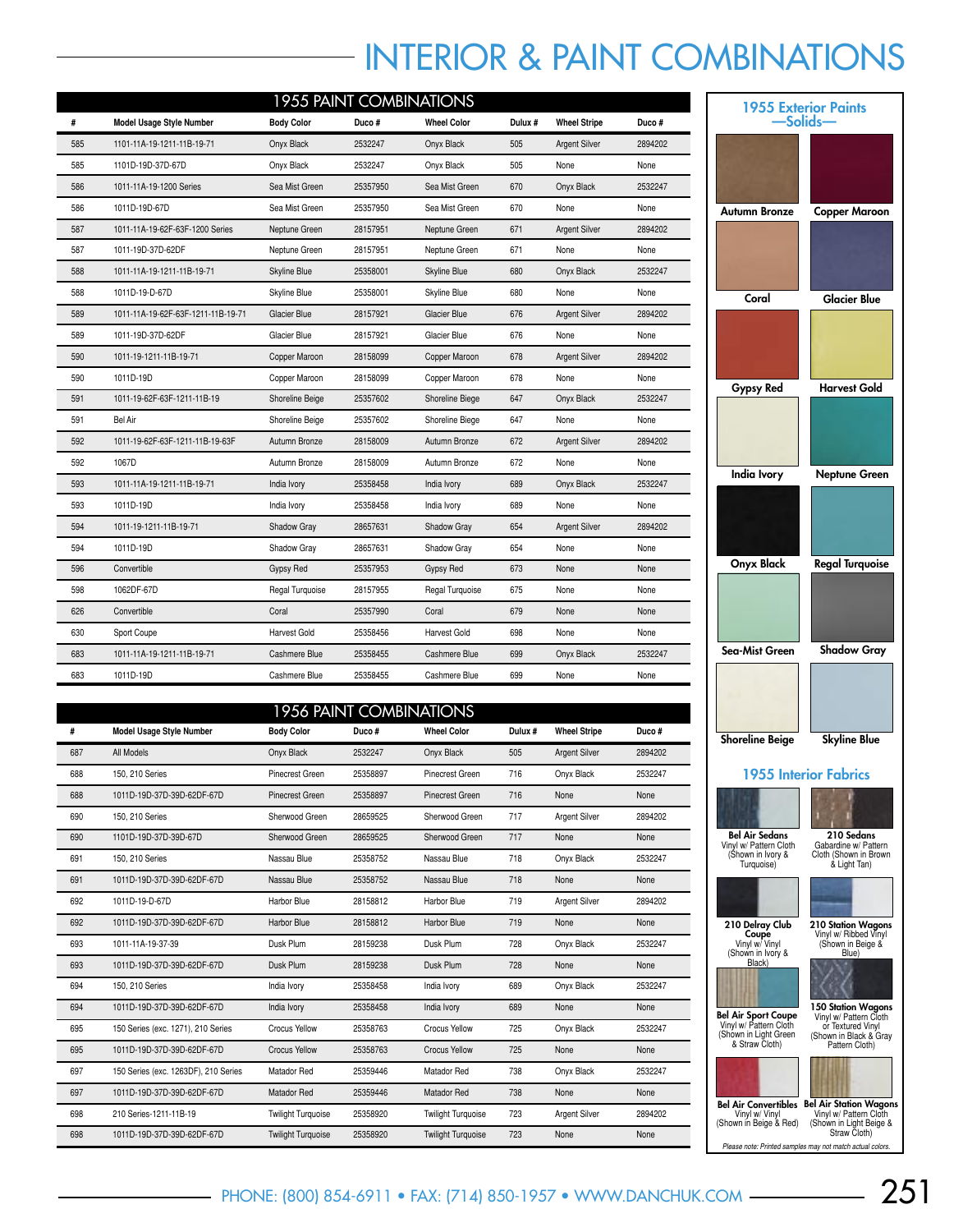# INTERIOR & PAINT COMBINATIONS

## 1955 PAINT COMBINATIONS

| # | Model Usage Style Number | Body Color | Duco # | Wheel Color | Dulux # | Wheel Stripe | Duco # |
|---|---|---|---|---|---|---|---|
| 585 | 1101-11A-19-1211-11B-19-71 | Onyx Black | 2532247 | Onyx Black | 505 | Argent Silver | 2894202 |
| 585 | 1101D-19D-37D-67D | Onyx Black | 2532247 | Onyx Black | 505 | None | None |
| 586 | 1011-11A-19-1200 Series | Sea Mist Green | 25357950 | Sea Mist Green | 670 | Onyx Black | 2532247 |
| 586 | 1011D-19D-67D | Sea Mist Green | 25357950 | Sea Mist Green | 670 | None | None |
| 587 | 1011-11A-19-62F-63F-1200 Series | Neptune Green | 28157951 | Neptune Green | 671 | Argent Silver | 2894202 |
| 587 | 1011-19D-37D-62DF | Neptune Green | 28157951 | Neptune Green | 671 | None | None |
| 588 | 1011-11A-19-1211-11B-19-71 | Skyline Blue | 25358001 | Skyline Blue | 680 | Onyx Black | 2532247 |
| 588 | 1011D-19-D-67D | Skyline Blue | 25358001 | Skyline Blue | 680 | None | None |
| 589 | 1011-11A-19-62F-63F-1211-11B-19-71 | Glacier Blue | 28157921 | Glacier Blue | 676 | Argent Silver | 2894202 |
| 589 | 1011-19D-37D-62DF | Glacier Blue | 28157921 | Glacier Blue | 676 | None | None |
| 590 | 1011-19-1211-11B-19-71 | Copper Maroon | 28158099 | Copper Maroon | 678 | Argent Silver | 2894202 |
| 590 | 1011D-19D | Copper Maroon | 28158099 | Copper Maroon | 678 | None | None |
| 591 | 1011-19-62F-63F-1211-11B-19 | Shoreline Beige | 25357602 | Shoreline Biege | 647 | Onyx Black | 2532247 |
| 591 | Bel Air | Shoreline Beige | 25357602 | Shoreline Biege | 647 | None | None |
| 592 | 1011-19-62F-63F-1211-11B-19-63F | Autumn Bronze | 28158009 | Autumn Bronze | 672 | Argent Silver | 2894202 |
| 592 | 1067D | Autumn Bronze | 28158009 | Autumn Bronze | 672 | None | None |
| 593 | 1011-11A-19-1211-11B-19-71 | India Ivory | 25358458 | India Ivory | 689 | Onyx Black | 2532247 |
| 593 | 1011D-19D | India Ivory | 25358458 | India Ivory | 689 | None | None |
| 594 | 1011-19-1211-11B-19-71 | Shadow Gray | 28657631 | Shadow Gray | 654 | Argent Silver | 2894202 |
| 594 | 1011D-19D | Shadow Gray | 28657631 | Shadow Gray | 654 | None | None |
| 596 | Convertible | Gypsy Red | 25357953 | Gypsy Red | 673 | None | None |
| 598 | 1062DF-67D | Regal Turquoise | 28157955 | Regal Turquoise | 675 | None | None |
| 626 | Convertible | Coral | 25357990 | Coral | 679 | None | None |
| 630 | Sport Coupe | Harvest Gold | 25358456 | Harvest Gold | 698 | None | None |
| 683 | 1011-11A-19-1211-11B-19-71 | Cashmere Blue | 25358455 | Cashmere Blue | 699 | Onyx Black | 2532247 |
| 683 | 1011D-19D | Cashmere Blue | 25358455 | Cashmere Blue | 699 | None | None |

## 1956 PAINT COMBINATIONS

| # | Model Usage Style Number | Body Color | Duco # | Wheel Color | Dulux # | Wheel Stripe | Duco # |
|---|---|---|---|---|---|---|---|
| 687 | All Models | Onyx Black | 2532247 | Onyx Black | 505 | Argent Silver | 2894202 |
| 688 | 150, 210 Series | Pinecrest Green | 25358897 | Pinecrest Green | 716 | Onyx Black | 2532247 |
| 688 | 1011D-19D-37D-39D-62DF-67D | Pinecrest Green | 25358897 | Pinecrest Green | 716 | None | None |
| 690 | 150, 210 Series | Sherwood Green | 28659525 | Sherwood Green | 717 | Argent Silver | 2894202 |
| 690 | 1101D-19D-37D-39D-67D | Sherwood Green | 28659525 | Sherwood Green | 717 | None | None |
| 691 | 150, 210 Series | Nassau Blue | 25358752 | Nassau Blue | 718 | Onyx Black | 2532247 |
| 691 | 1011D-19D-37D-39D-62DF-67D | Nassau Blue | 25358752 | Nassau Blue | 718 | None | None |
| 692 | 1011D-19-D-67D | Harbor Blue | 28158812 | Harbor Blue | 719 | Argent Silver | 2894202 |
| 692 | 1011D-19D-37D-39D-62DF-67D | Harbor Blue | 28158812 | Harbor Blue | 719 | None | None |
| 693 | 1011-11A-19-37-39 | Dusk Plum | 28159238 | Dusk Plum | 728 | Onyx Black | 2532247 |
| 693 | 1011D-19D-37D-39D-62DF-67D | Dusk Plum | 28159238 | Dusk Plum | 728 | None | None |
| 694 | 150, 210 Series | India Ivory | 25358458 | India Ivory | 689 | Onyx Black | 2532247 |
| 694 | 1011D-19D-37D-39D-62DF-67D | India Ivory | 25358458 | India Ivory | 689 | None | None |
| 695 | 150 Series (exc. 1271), 210 Series | Crocus Yellow | 25358763 | Crocus Yellow | 725 | Onyx Black | 2532247 |
| 695 | 1011D-19D-37D-39D-62DF-67D | Crocus Yellow | 25358763 | Crocus Yellow | 725 | None | None |
| 697 | 150 Series (exc. 1263DF), 210 Series | Matador Red | 25359446 | Matador Red | 738 | Onyx Black | 2532247 |
| 697 | 1011D-19D-37D-39D-62DF-67D | Matador Red | 25359446 | Matador Red | 738 | None | None |
| 698 | 210 Series-1211-11B-19 | Twilight Turquoise | 25358920 | Twilight Turquoise | 723 | Argent Silver | 2894202 |
| 698 | 1011D-19D-37D-39D-62DF-67D | Twilight Turquoise | 25358920 | Twilight Turquoise | 723 | None | None |

## 1955 Exterior Paints —Solids—

Autumn Bronze, Copper Maroon, Coral, Glacier Blue, Gypsy Red, Harvest Gold, India Ivory, Neptune Green, Onyx Black, Regal Turquoise, Sea-Mist Green, Shadow Gray, Shoreline Beige, Skyline Blue

## 1955 Interior Fabrics

**Bel Air Sedans**
Vinyl w/ Pattern Cloth (Shown in Ivory & Turquoise)

**210 Sedans**
Gabardine w/ Pattern Cloth (Shown in Brown & Light Tan)

**210 Delray Club Coupe**
Vinyl w/ Vinyl (Shown in Ivory & Black)

**210 Station Wagons**
Vinyl w/ Ribbed Vinyl (Shown in Beige & Blue)

**Bel Air Sport Coupe**
Vinyl w/ Pattern Cloth (Shown in Light Green & Straw Cloth)

**150 Station Wagons**
Vinyl w/ Pattern Cloth or Textured Vinyl (Shown in Black & Gray Pattern Cloth)

**Bel Air Convertibles**
Vinyl w/ Vinyl (Shown in Beige & Red)

**Bel Air Station Wagons**
Vinyl w/ Pattern Cloth (Shown in Light Beige & Straw Cloth)

*Please note: Printed samples may not match actual colors.*

PHONE: (800) 854-6911 • FAX: (714) 850-1957 • WWW.DANCHUK.COM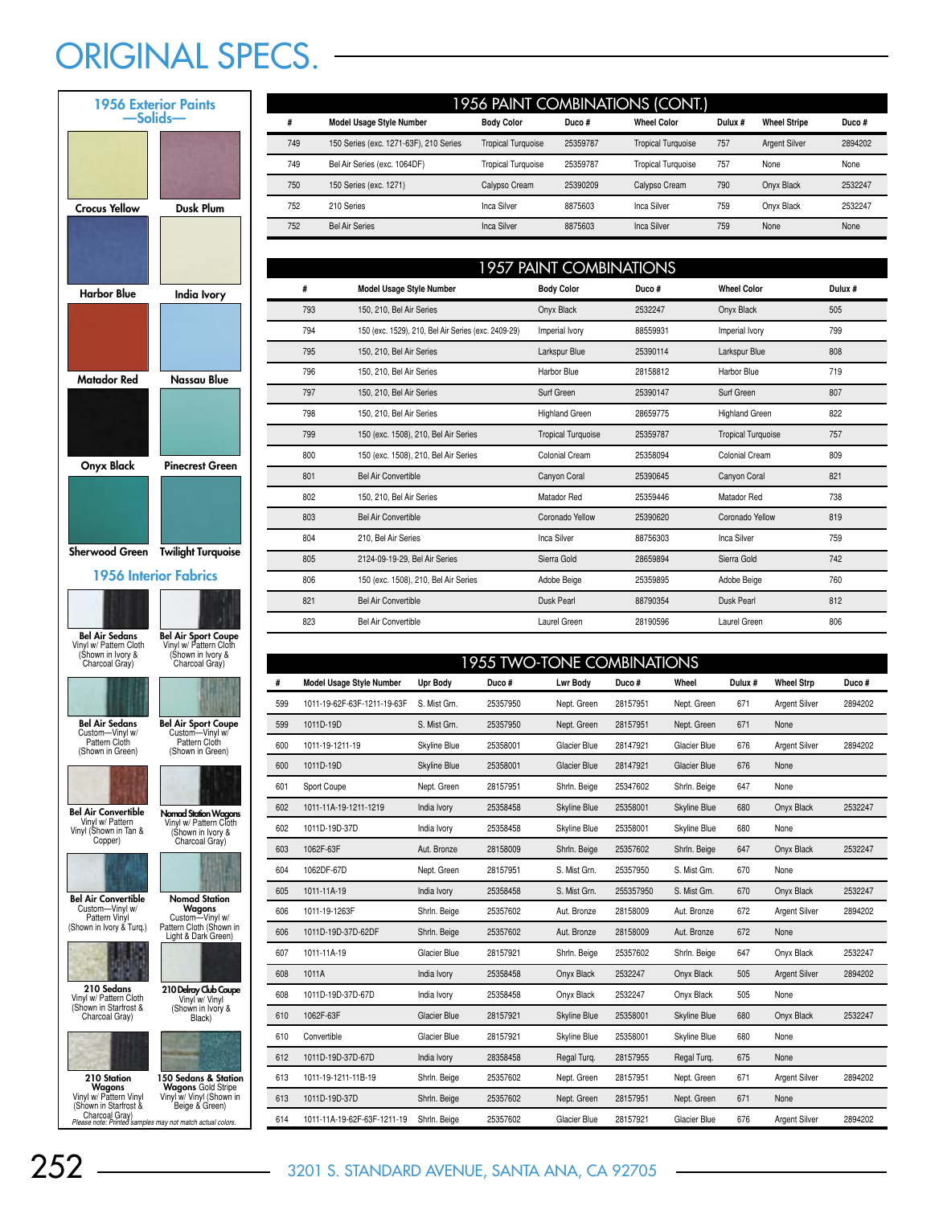# ORIGINAL SPECS.

## 1956 Exterior Paints —Solids—

Crocus Yellow
Dusk Plum
Harbor Blue
India Ivory
Matador Red
Nassau Blue
Onyx Black
Pinecrest Green
Sherwood Green
Twilight Turquoise

## 1956 Interior Fabrics

**Bel Air Sedans** Vinyl w/ Pattern Cloth (Shown in Ivory & Charcoal Gray)

**Bel Air Sport Coupe** Vinyl w/ Pattern Cloth (Shown in Ivory & Charcoal Gray)

**Bel Air Sedans** Custom—Vinyl w/ Pattern Cloth (Shown in Green)

**Bel Air Sport Coupe** Custom—Vinyl w/ Pattern Cloth (Shown in Green)

**Bel Air Convertible** Vinyl w/ Pattern Vinyl (Shown in Tan & Copper)

**Nomad Station Wagons** Vinyl w/ Pattern Cloth (Shown in Ivory & Charcoal Gray)

**Bel Air Convertible** Custom—Vinyl w/ Pattern Vinyl (Shown in Ivory & Turq.)

**Nomad Station Wagons** Custom—Vinyl w/ Pattern Cloth (Shown in Light & Dark Green)

**210 Sedans** Vinyl w/ Pattern Cloth (Shown in Starfrost & Charcoal Gray)

**210 Delray Club Coupe** Vinyl w/ Vinyl (Shown in Ivory & Black)

**210 Station Wagons** Vinyl w/ Pattern Vinyl (Shown in Starfrost & Charcoal Gray)

**150 Sedans & Station Wagons** Gold Stripe Vinyl w/ Vinyl (Shown in Beige & Green)

*Please note: Printed samples may not match actual colors.*

## 1956 PAINT COMBINATIONS (CONT.)

| # | Model Usage Style Number | Body Color | Duco # | Wheel Color | Dulux # | Wheel Stripe | Duco # |
|---|---|---|---|---|---|---|---|
| 749 | 150 Series (exc. 1271-63F), 210 Series | Tropical Turquoise | 25359787 | Tropical Turquoise | 757 | Argent Silver | 2894202 |
| 749 | Bel Air Series (exc. 1064DF) | Tropical Turquoise | 25359787 | Tropical Turquoise | 757 | None | None |
| 750 | 150 Series (exc. 1271) | Calypso Cream | 25390209 | Calypso Cream | 790 | Onyx Black | 2532247 |
| 752 | 210 Series | Inca Silver | 8875603 | Inca Silver | 759 | Onyx Black | 2532247 |
| 752 | Bel Air Series | Inca Silver | 8875603 | Inca Silver | 759 | None | None |

## 1957 PAINT COMBINATIONS

| # | Model Usage Style Number | Body Color | Duco # | Wheel Color | Dulux # |
|---|---|---|---|---|---|
| 793 | 150, 210, Bel Air Series | Onyx Black | 2532247 | Onyx Black | 505 |
| 794 | 150 (exc. 1529), 210, Bel Air Series (exc. 2409-29) | Imperial Ivory | 88559931 | Imperial Ivory | 799 |
| 795 | 150, 210, Bel Air Series | Larkspur Blue | 25390114 | Larkspur Blue | 808 |
| 796 | 150, 210, Bel Air Series | Harbor Blue | 28158812 | Harbor Blue | 719 |
| 797 | 150, 210, Bel Air Series | Surf Green | 25390147 | Surf Green | 807 |
| 798 | 150, 210, Bel Air Series | Highland Green | 28659775 | Highland Green | 822 |
| 799 | 150 (exc. 1508), 210, Bel Air Series | Tropical Turquoise | 25359787 | Tropical Turquoise | 757 |
| 800 | 150 (exc. 1508), 210, Bel Air Series | Colonial Cream | 25358094 | Colonial Cream | 809 |
| 801 | Bel Air Convertible | Canyon Coral | 25390645 | Canyon Coral | 821 |
| 802 | 150, 210, Bel Air Series | Matador Red | 25359446 | Matador Red | 738 |
| 803 | Bel Air Convertible | Coronado Yellow | 25390620 | Coronado Yellow | 819 |
| 804 | 210, Bel Air Series | Inca Silver | 88756303 | Inca Silver | 759 |
| 805 | 2124-09-19-29, Bel Air Series | Sierra Gold | 28659894 | Sierra Gold | 742 |
| 806 | 150 (exc. 1508), 210, Bel Air Series | Adobe Beige | 25359895 | Adobe Beige | 760 |
| 821 | Bel Air Convertible | Dusk Pearl | 88790354 | Dusk Pearl | 812 |
| 823 | Bel Air Convertible | Laurel Green | 28190596 | Laurel Green | 806 |

## 1955 TWO-TONE COMBINATIONS

| # | Model Usage Style Number | Upr Body | Duco # | Lwr Body | Duco # | Wheel | Dulux # | Wheel Strp | Duco # |
|---|---|---|---|---|---|---|---|---|---|
| 599 | 1011-19-62F-63F-1211-19-63F | S. Mist Grn. | 25357950 | Nept. Green | 28157951 | Nept. Green | 671 | Argent Silver | 2894202 |
| 599 | 1011D-19D | S. Mist Grn. | 25357950 | Nept. Green | 28157951 | Nept. Green | 671 | None | |
| 600 | 1011-19-1211-19 | Skyline Blue | 25358001 | Glacier Blue | 28147921 | Glacier Blue | 676 | Argent Silver | 2894202 |
| 600 | 1011D-19D | Skyline Blue | 25358001 | Glacier Blue | 28147921 | Glacier Blue | 676 | None | |
| 601 | Sport Coupe | Nept. Green | 28157951 | Shrln. Beige | 25347602 | Shrln. Beige | 647 | None | |
| 602 | 1011-11A-19-1211-1219 | India Ivory | 25358458 | Skyline Blue | 25358001 | Skyline Blue | 680 | Onyx Black | 2532247 |
| 602 | 1011D-19D-37D | India Ivory | 25358458 | Skyline Blue | 25358001 | Skyline Blue | 680 | None | |
| 603 | 1062F-63F | Aut. Bronze | 28158009 | Shrln. Beige | 25357602 | Shrln. Beige | 647 | Onyx Black | 2532247 |
| 604 | 1062DF-67D | Nept. Green | 28157951 | S. Mist Grn. | 25357950 | S. Mist Grn. | 670 | None | |
| 605 | 1011-11A-19 | India Ivory | 25358458 | S. Mist Grn. | 255357950 | S. Mist Grn. | 670 | Onyx Black | 2532247 |
| 606 | 1011-19-1263F | Shrln. Beige | 25357602 | Aut. Bronze | 28158009 | Aut. Bronze | 672 | Argent Silver | 2894202 |
| 606 | 1011D-19D-37D-62DF | Shrln. Beige | 25357602 | Aut. Bronze | 28158009 | Aut. Bronze | 672 | None | |
| 607 | 1011-11A-19 | Glacier Blue | 28157921 | Shrln. Beige | 25357602 | Shrln. Beige | 647 | Onyx Black | 2532247 |
| 608 | 1011A | India Ivory | 25358458 | Onyx Black | 2532247 | Onyx Black | 505 | Argent Silver | 2894202 |
| 608 | 1011D-19D-37D-67D | India Ivory | 25358458 | Onyx Black | 2532247 | Onyx Black | 505 | None | |
| 610 | 1062F-63F | Glacier Blue | 28157921 | Skyline Blue | 25358001 | Skyline Blue | 680 | Onyx Black | 2532247 |
| 610 | Convertible | Glacier Blue | 28157921 | Skyline Blue | 25358001 | Skyline Blue | 680 | None | |
| 612 | 1011D-19D-37D-67D | India Ivory | 28358458 | Regal Turq. | 28157955 | Regal Turq. | 675 | None | |
| 613 | 1011-19-1211-11B-19 | Shrln. Beige | 25357602 | Nept. Green | 28157951 | Nept. Green | 671 | Argent Silver | 2894202 |
| 613 | 1011D-19D-37D | Shrln. Beige | 25357602 | Nept. Green | 28157951 | Nept. Green | 671 | None | |
| 614 | 1011-11A-19-62F-63F-1211-19 | Shrln. Beige | 25357602 | Glacier Blue | 28157921 | Glacier Blue | 676 | Argent Silver | 2894202 |

3201 S. STANDARD AVENUE, SANTA ANA, CA 92705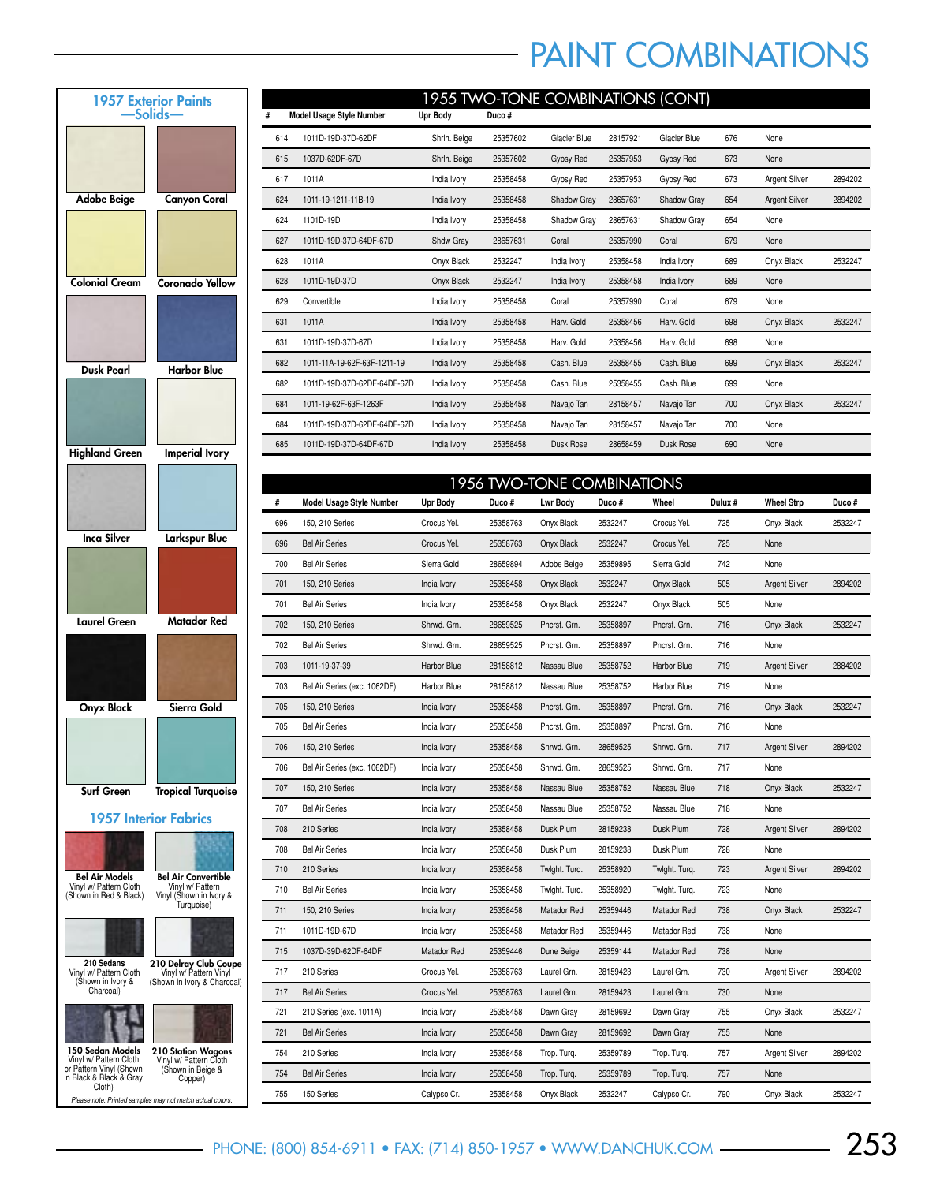# PAINT COMBINATIONS

## 1957 Exterior Paints —Solids—

- Adobe Beige
- Canyon Coral
- Colonial Cream
- Coronado Yellow
- Dusk Pearl
- Harbor Blue
- Highland Green
- Imperial Ivory
- Inca Silver
- Larkspur Blue
- Laurel Green
- Matador Red
- Onyx Black
- Sierra Gold
- Surf Green
- Tropical Turquoise

## 1957 Interior Fabrics

**Bel Air Models**
Vinyl w/ Pattern Cloth (Shown in Red & Black)

**Bel Air Convertible**
Vinyl w/ Pattern Vinyl (Shown in Ivory & Turquoise)

**210 Sedans**
Vinyl w/ Pattern Cloth (Shown in Ivory & Charcoal)

**210 Delray Club Coupe**
Vinyl w/ Pattern Vinyl (Shown in Ivory & Charcoal)

**150 Sedan Models**
Vinyl w/ Pattern Cloth or Pattern Vinyl (Shown in Black & Black & Gray Cloth)

**210 Station Wagons**
Vinyl w/ Pattern Cloth (Shown in Beige & Copper)

*Please note: Printed samples may not match actual colors.*

## 1955 TWO-TONE COMBINATIONS (CONT)

| # | Model Usage Style Number | Upr Body | Duco # | | | | | | |
|---|---|---|---|---|---|---|---|---|---|
| 614 | 1011D-19D-37D-62DF | Shrln. Beige | 25357602 | Glacier Blue | 28157921 | Glacier Blue | 676 | None | |
| 615 | 1037D-62DF-67D | Shrln. Beige | 25357602 | Gypsy Red | 25357953 | Gypsy Red | 673 | None | |
| 617 | 1011A | India Ivory | 25358458 | Gypsy Red | 25357953 | Gypsy Red | 673 | Argent Silver | 2894202 |
| 624 | 1011-19-1211-11B-19 | India Ivory | 25358458 | Shadow Gray | 28657631 | Shadow Gray | 654 | Argent Silver | 2894202 |
| 624 | 1101D-19D | India Ivory | 25358458 | Shadow Gray | 28657631 | Shadow Gray | 654 | None | |
| 627 | 1011D-19D-37D-64DF-67D | Shdw Gray | 28657631 | Coral | 25357990 | Coral | 679 | None | |
| 628 | 1011A | Onyx Black | 2532247 | India Ivory | 25358458 | India Ivory | 689 | Onyx Black | 2532247 |
| 628 | 1011D-19D-37D | Onyx Black | 2532247 | India Ivory | 25358458 | India Ivory | 689 | None | |
| 629 | Convertible | India Ivory | 25358458 | Coral | 25357990 | Coral | 679 | None | |
| 631 | 1011A | India Ivory | 25358458 | Harv. Gold | 25358456 | Harv. Gold | 698 | Onyx Black | 2532247 |
| 631 | 1011D-19D-37D-67D | India Ivory | 25358458 | Harv. Gold | 25358456 | Harv. Gold | 698 | None | |
| 682 | 1011-11A-19-62F-63F-1211-19 | India Ivory | 25358458 | Cash. Blue | 25358455 | Cash. Blue | 699 | Onyx Black | 2532247 |
| 682 | 1011D-19D-37D-62DF-64DF-67D | India Ivory | 25358458 | Cash. Blue | 25358455 | Cash. Blue | 699 | None | |
| 684 | 1011-19-62F-63F-1263F | India Ivory | 25358458 | Navajo Tan | 28158457 | Navajo Tan | 700 | Onyx Black | 2532247 |
| 684 | 1011D-19D-37D-62DF-64DF-67D | India Ivory | 25358458 | Navajo Tan | 28158457 | Navajo Tan | 700 | None | |
| 685 | 1011D-19D-37D-64DF-67D | India Ivory | 25358458 | Dusk Rose | 28658459 | Dusk Rose | 690 | None | |

## 1956 TWO-TONE COMBINATIONS

| # | Model Usage Style Number | Upr Body | Duco # | Lwr Body | Duco # | Wheel | Dulux # | Wheel Strp | Duco # |
|---|---|---|---|---|---|---|---|---|---|
| 696 | 150, 210 Series | Crocus Yel. | 25358763 | Onyx Black | 2532247 | Crocus Yel. | 725 | Onyx Black | 2532247 |
| 696 | Bel Air Series | Crocus Yel. | 25358763 | Onyx Black | 2532247 | Crocus Yel. | 725 | None | |
| 700 | Bel Air Series | Sierra Gold | 28659894 | Adobe Beige | 25359895 | Sierra Gold | 742 | None | |
| 701 | 150, 210 Series | India Ivory | 25358458 | Onyx Black | 2532247 | Onyx Black | 505 | Argent Silver | 2894202 |
| 701 | Bel Air Series | India Ivory | 25358458 | Onyx Black | 2532247 | Onyx Black | 505 | None | |
| 702 | 150, 210 Series | Shrwd. Grn. | 28659525 | Pncrst. Grn. | 25358897 | Pncrst. Grn. | 716 | Onyx Black | 2532247 |
| 702 | Bel Air Series | Shrwd. Grn. | 28659525 | Pncrst. Grn. | 25358897 | Pncrst. Grn. | 716 | None | |
| 703 | 1011-19-37-39 | Harbor Blue | 28158812 | Nassau Blue | 25358752 | Harbor Blue | 719 | Argent Silver | 2884202 |
| 703 | Bel Air Series (exc. 1062DF) | Harbor Blue | 28158812 | Nassau Blue | 25358752 | Harbor Blue | 719 | None | |
| 705 | 150, 210 Series | India Ivory | 25358458 | Pncrst. Grn. | 25358897 | Pncrst. Grn. | 716 | Onyx Black | 2532247 |
| 705 | Bel Air Series | India Ivory | 25358458 | Pncrst. Grn. | 25358897 | Pncrst. Grn. | 716 | None | |
| 706 | 150, 210 Series | India Ivory | 25358458 | Shrwd. Grn. | 28659525 | Shrwd. Grn. | 717 | Argent Silver | 2894202 |
| 706 | Bel Air Series (exc. 1062DF) | India Ivory | 25358458 | Shrwd. Grn. | 28659525 | Shrwd. Grn. | 717 | None | |
| 707 | 150, 210 Series | India Ivory | 25358458 | Nassau Blue | 25358752 | Nassau Blue | 718 | Onyx Black | 2532247 |
| 707 | Bel Air Series | India Ivory | 25358458 | Nassau Blue | 25358752 | Nassau Blue | 718 | None | |
| 708 | 210 Series | India Ivory | 25358458 | Dusk Plum | 28159238 | Dusk Plum | 728 | Argent Silver | 2894202 |
| 708 | Bel Air Series | India Ivory | 25358458 | Dusk Plum | 28159238 | Dusk Plum | 728 | None | |
| 710 | 210 Series | India Ivory | 25358458 | Twlght. Turq. | 25358920 | Twlght. Turq. | 723 | Argent Silver | 2894202 |
| 710 | Bel Air Series | India Ivory | 25358458 | Twlght. Turq. | 25358920 | Twlght. Turq. | 723 | None | |
| 711 | 150, 210 Series | India Ivory | 25358458 | Matador Red | 25359446 | Matador Red | 738 | Onyx Black | 2532247 |
| 711 | 1011D-19D-67D | India Ivory | 25358458 | Matador Red | 25359446 | Matador Red | 738 | None | |
| 715 | 1037D-39D-62DF-64DF | Matador Red | 25359446 | Dune Beige | 25359144 | Matador Red | 738 | None | |
| 717 | 210 Series | Crocus Yel. | 25358763 | Laurel Grn. | 28159423 | Laurel Grn. | 730 | Argent Silver | 2894202 |
| 717 | Bel Air Series | Crocus Yel. | 25358763 | Laurel Grn. | 28159423 | Laurel Grn. | 730 | None | |
| 721 | 210 Series (exc. 1011A) | India Ivory | 25358458 | Dawn Gray | 28159692 | Dawn Gray | 755 | Onyx Black | 2532247 |
| 721 | Bel Air Series | India Ivory | 25358458 | Dawn Gray | 28159692 | Dawn Gray | 755 | None | |
| 754 | 210 Series | India Ivory | 25358458 | Trop. Turq. | 25359789 | Trop. Turq. | 757 | Argent Silver | 2894202 |
| 754 | Bel Air Series | India Ivory | 25358458 | Trop. Turq. | 25359789 | Trop. Turq. | 757 | None | |
| 755 | 150 Series | Calypso Cr. | 25358458 | Onyx Black | 2532247 | Calypso Cr. | 790 | Onyx Black | 2532247 |

PHONE: (800) 854-6911 • FAX: (714) 850-1957 • WWW.DANCHUK.COM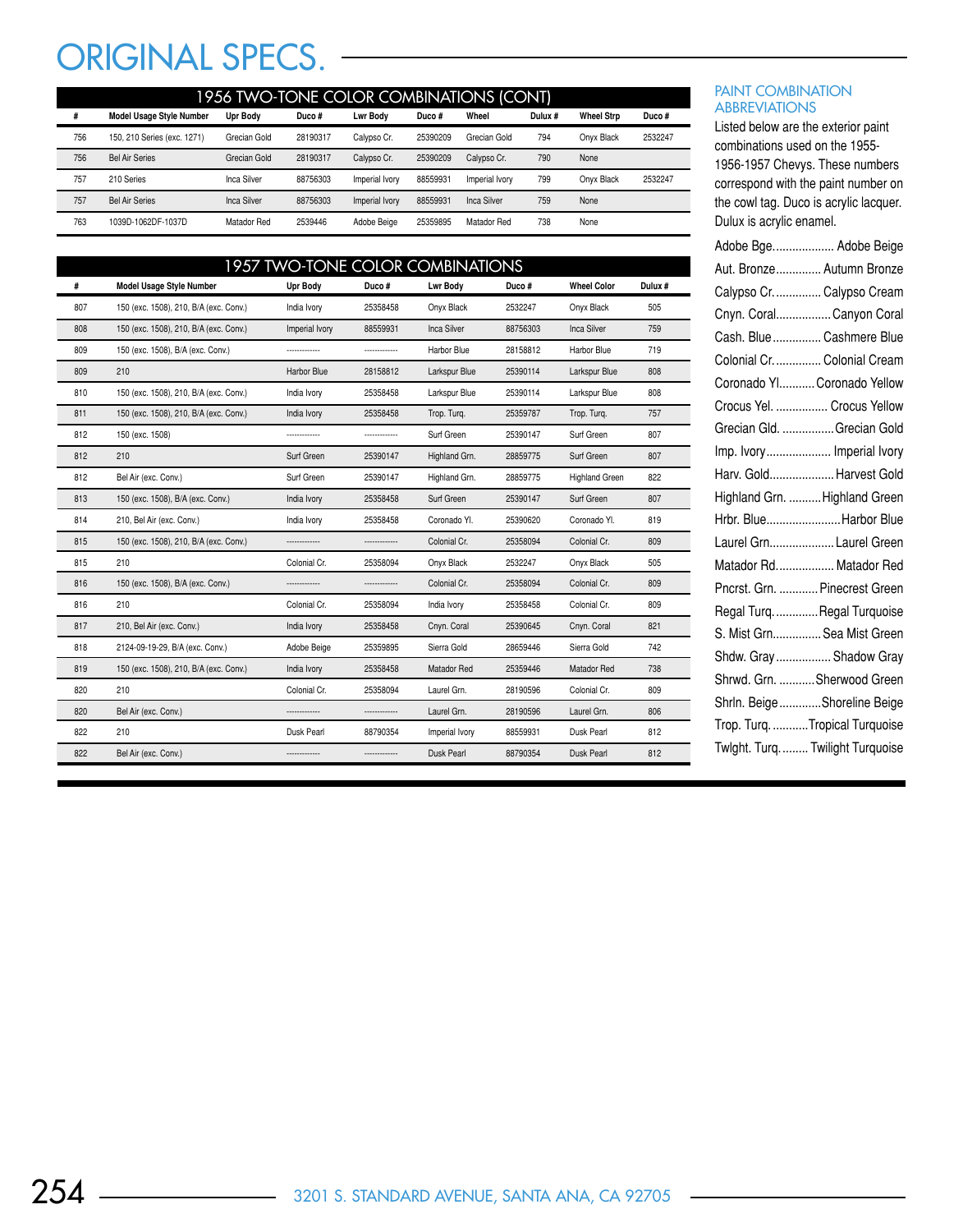# ORIGINAL SPECS.

## 1956 TWO-TONE COLOR COMBINATIONS (CONT)

| # | Model Usage Style Number | Upr Body | Duco # | Lwr Body | Duco # | Wheel | Dulux # | Wheel Strp | Duco # |
|---|---|---|---|---|---|---|---|---|---|
| 756 | 150, 210 Series (exc. 1271) | Grecian Gold | 28190317 | Calypso Cr. | 25390209 | Grecian Gold | 794 | Onyx Black | 2532247 |
| 756 | Bel Air Series | Grecian Gold | 28190317 | Calypso Cr. | 25390209 | Calypso Cr. | 790 | None | |
| 757 | 210 Series | Inca Silver | 88756303 | Imperial Ivory | 88559931 | Imperial Ivory | 799 | Onyx Black | 2532247 |
| 757 | Bel Air Series | Inca Silver | 88756303 | Imperial Ivory | 88559931 | Inca Silver | 759 | None | |
| 763 | 1039D-1062DF-1037D | Matador Red | 2539446 | Adobe Beige | 25359895 | Matador Red | 738 | None | |

## 1957 TWO-TONE COLOR COMBINATIONS

| # | Model Usage Style Number | Upr Body | Duco # | Lwr Body | Duco # | Wheel Color | Dulux # |
|---|---|---|---|---|---|---|---|
| 807 | 150 (exc. 1508), 210, B/A (exc. Conv.) | India Ivory | 25358458 | Onyx Black | 2532247 | Onyx Black | 505 |
| 808 | 150 (exc. 1508), 210, B/A (exc. Conv.) | Imperial Ivory | 88559931 | Inca Silver | 88756303 | Inca Silver | 759 |
| 809 | 150 (exc. 1508), B/A (exc. Conv.) | ------------ | ------------ | Harbor Blue | 28158812 | Harbor Blue | 719 |
| 809 | 210 | Harbor Blue | 28158812 | Larkspur Blue | 25390114 | Larkspur Blue | 808 |
| 810 | 150 (exc. 1508), 210, B/A (exc. Conv.) | India Ivory | 25358458 | Larkspur Blue | 25390114 | Larkspur Blue | 808 |
| 811 | 150 (exc. 1508), 210, B/A (exc. Conv.) | India Ivory | 25358458 | Trop. Turq. | 25359787 | Trop. Turq. | 757 |
| 812 | 150 (exc. 1508) | ------------ | ------------ | Surf Green | 25390147 | Surf Green | 807 |
| 812 | 210 | Surf Green | 25390147 | Highland Grn. | 28859775 | Surf Green | 807 |
| 812 | Bel Air (exc. Conv.) | Surf Green | 25390147 | Highland Grn. | 28859775 | Highland Green | 822 |
| 813 | 150 (exc. 1508), B/A (exc. Conv.) | India Ivory | 25358458 | Surf Green | 25390147 | Surf Green | 807 |
| 814 | 210, Bel Air (exc. Conv.) | India Ivory | 25358458 | Coronado Yl. | 25390620 | Coronado Yl. | 819 |
| 815 | 150 (exc. 1508), 210, B/A (exc. Conv.) | ------------ | ------------ | Colonial Cr. | 25358094 | Colonial Cr. | 809 |
| 815 | 210 | Colonial Cr. | 25358094 | Onyx Black | 2532247 | Onyx Black | 505 |
| 816 | 150 (exc. 1508), B/A (exc. Conv.) | ------------ | ------------ | Colonial Cr. | 25358094 | Colonial Cr. | 809 |
| 816 | 210 | Colonial Cr. | 25358094 | India Ivory | 25358458 | Colonial Cr. | 809 |
| 817 | 210, Bel Air (exc. Conv.) | India Ivory | 25358458 | Cnyn. Coral | 25390645 | Cnyn. Coral | 821 |
| 818 | 2124-09-19-29, B/A (exc. Conv.) | Adobe Beige | 25359895 | Sierra Gold | 28659446 | Sierra Gold | 742 |
| 819 | 150 (exc. 1508), 210, B/A (exc. Conv.) | India Ivory | 25358458 | Matador Red | 25359446 | Matador Red | 738 |
| 820 | 210 | Colonial Cr. | 25358094 | Laurel Grn. | 28190596 | Colonial Cr. | 809 |
| 820 | Bel Air (exc. Conv.) | ------------ | ------------ | Laurel Grn. | 28190596 | Laurel Grn. | 806 |
| 822 | 210 | Dusk Pearl | 88790354 | Imperial Ivory | 88559931 | Dusk Pearl | 812 |
| 822 | Bel Air (exc. Conv.) | ------------ | ------------ | Dusk Pearl | 88790354 | Dusk Pearl | 812 |

## PAINT COMBINATION ABBREVIATIONS

Listed below are the exterior paint combinations used on the 1955-1956-1957 Chevys. These numbers correspond with the paint number on the cowl tag. Duco is acrylic lacquer. Dulux is acrylic enamel.

- Adobe Bge.................. Adobe Beige
- Aut. Bronze............. Autumn Bronze
- Calypso Cr.............. Calypso Cream
- Cnyn. Coral................. Canyon Coral
- Cash. Blue............... Cashmere Blue
- Colonial Cr.............. Colonial Cream
- Coronado Yl........... Coronado Yellow
- Crocus Yel. ................ Crocus Yellow
- Grecian Gld. ................ Grecian Gold
- Imp. Ivory.................... Imperial Ivory
- Harv. Gold.................... Harvest Gold
- Highland Grn. .......... Highland Green
- Hrbr. Blue....................... Harbor Blue
- Laurel Grn.................... Laurel Green
- Matador Rd.................. Matador Red
- Pncrst. Grn. ............ Pinecrest Green
- Regal Turq............. Regal Turquoise
- S. Mist Grn............... Sea Mist Green
- Shdw. Gray ................. Shadow Gray
- Shrwd. Grn. ........... Sherwood Green
- Shrln. Beige............. Shoreline Beige
- Trop. Turq. ........... Tropical Turquoise
- Twlght. Turq......... Twilight Turquoise

3201 S. STANDARD AVENUE, SANTA ANA, CA 92705